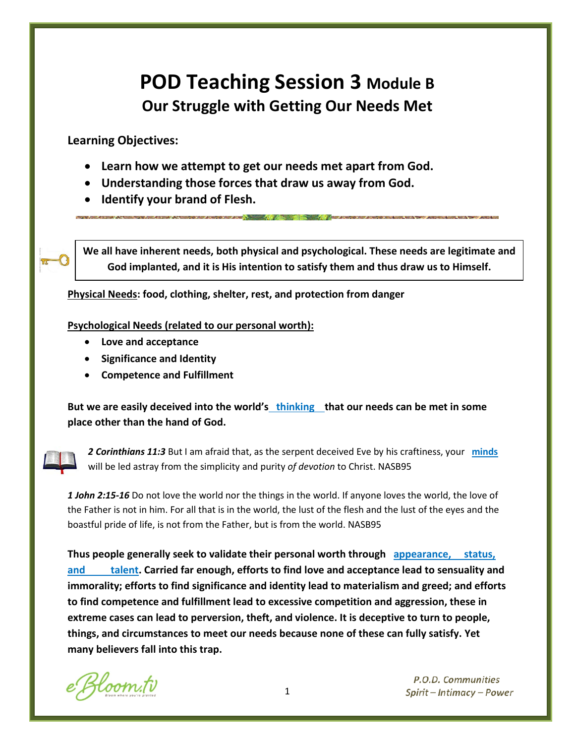# POD Teaching Session 3 Module B

## Our Struggle with Getting Our Needs Met

**Learning Objectives:**

- **Learn how we attempt to get our needs met apart from God.**
- **Understanding those forces that draw us away from God.**
- **Identify your brand of Flesh.**

**We all have inherent needs, both physical and psychological. These needs are legitimate and God implanted, and it is His intention to satisfy them and thus draw us to Himself.**

**Physical Needs: food, clothing, shelter, rest, and protection from danger**

**Psychological Needs (related to our personal worth):**

- **Love and acceptance**
- **Significance and Identity**
- **Competence and Fulfillment**

**But we are easily deceived into the world's thinking that our needs can be met in some place other than the hand of God.**

***2 Corinthians 11:3*** But I am afraid that, as the serpent deceived Eve by his craftiness, your **minds** will be led astray from the simplicity and purity *of devotion* to Christ. NASB95

***1 John 2:15-16*** Do not love the world nor the things in the world. If anyone loves the world, the love of the Father is not in him. For all that is in the world, the lust of the flesh and the lust of the eyes and the boastful pride of life, is not from the Father, but is from the world. NASB95

**Thus people generally seek to validate their personal worth through appearance, status, and talent. Carried far enough, efforts to find love and acceptance lead to sensuality and immorality; efforts to find significance and identity lead to materialism and greed; and efforts to find competence and fulfillment lead to excessive competition and aggression, these in extreme cases can lead to perversion, theft, and violence. It is deceptive to turn to people, things, and circumstances to meet our needs because none of these can fully satisfy. Yet many believers fall into this trap.**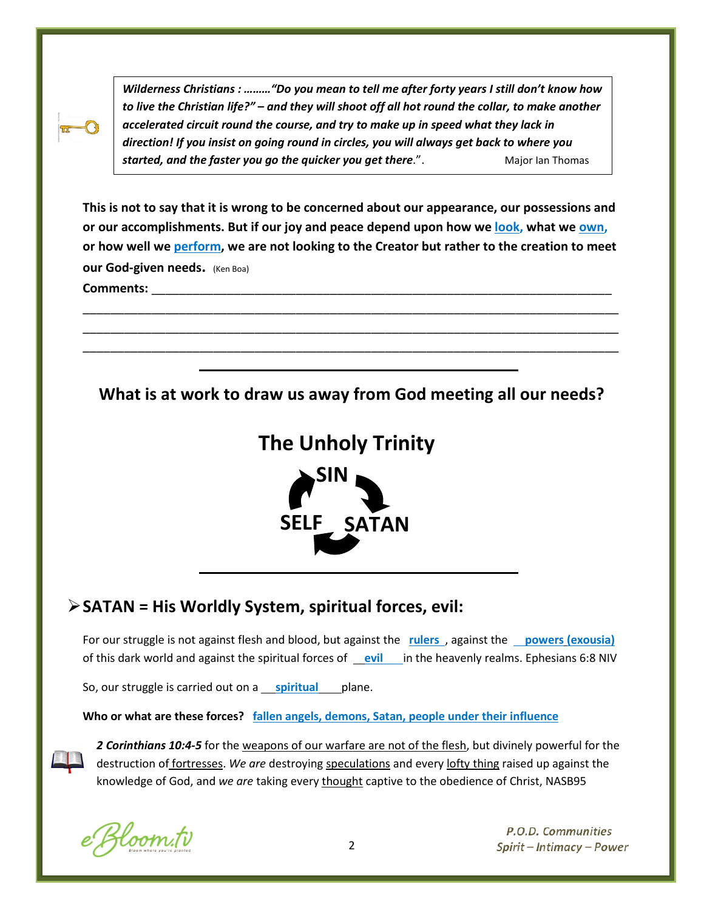> ***Wilderness Christians : ………"Do you mean to tell me after forty years I still don't know how to live the Christian life?" – and they will shoot off all hot round the collar, to make another accelerated circuit round the course, and try to make up in speed what they lack in direction! If you insist on going round in circles, you will always get back to where you started, and the faster you go the quicker you get there*."**. Major Ian Thomas

**This is not to say that it is wrong to be concerned about our appearance, our possessions and or our accomplishments. But if our joy and peace depend upon how we look, what we own, or how well we perform, we are not looking to the Creator but rather to the creation to meet our God-given needs.** (Ken Boa)

**Comments:** ______________________________________________________________________

_____________________________________________________________________________________

_____________________________________________________________________________________

_____________________________________________________________________________________

---

## What is at work to draw us away from God meeting all our needs?

## The Unholy Trinity

**SIN**

**SELF** **SATAN**

---

## ➢ SATAN = His Worldly System, spiritual forces, evil:

For our struggle is not against flesh and blood, but against the rulers, against the powers (exousia) of this dark world and against the spiritual forces of evil in the heavenly realms. Ephesians 6:8 NIV

So, our struggle is carried out on a spiritual plane.

**Who or what are these forces?** fallen angels, demons, Satan, people under their influence

***2 Corinthians 10:4-5*** for the weapons of our warfare are not of the flesh, but divinely powerful for the destruction of fortresses. *We are* destroying speculations and every lofty thing raised up against the knowledge of God, and *we are* taking every thought captive to the obedience of Christ, NASB95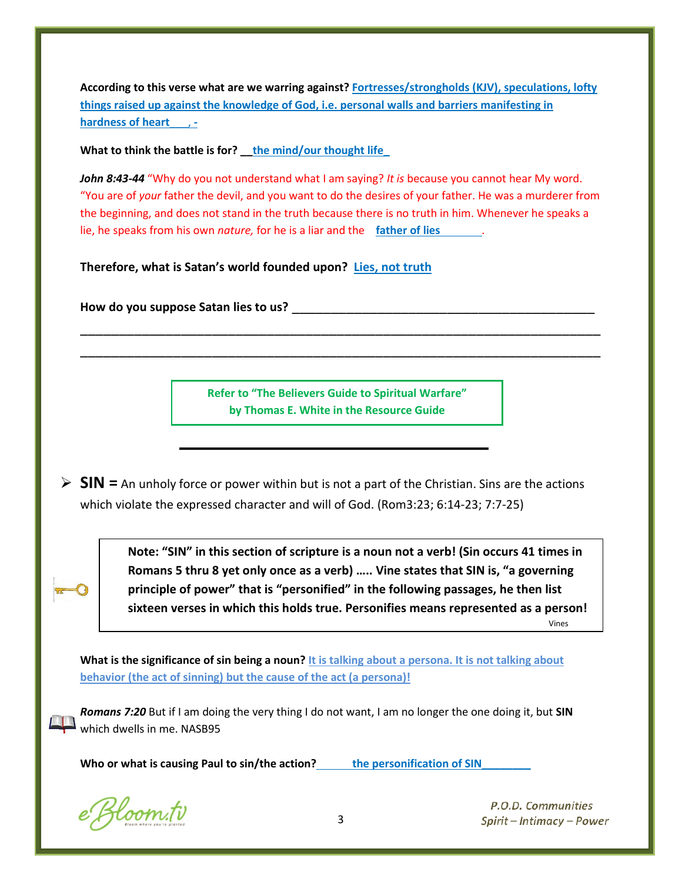**According to this verse what are we warring against?** Fortresses/strongholds (KJV), speculations, lofty things raised up against the knowledge of God, i.e. personal walls and barriers manifesting in hardness of heart___, -

**What to think the battle is for?** __the mind/our thought life_

***John 8:43-44*** "Why do you not understand what I am saying? *It is* because you cannot hear My word. "You are of *your* father the devil, and you want to do the desires of your father. He was a murderer from the beginning, and does not stand in the truth because there is no truth in him. Whenever he speaks a lie, he speaks from his own *nature,* for he is a liar and the father of lies_______.

**Therefore, what is Satan's world founded upon?** Lies, not truth

**How do you suppose Satan lies to us?** ___________________________________________

_________________________________________________________________________________

_________________________________________________________________________________

> Refer to "The Believers Guide to Spiritual Warfare" by Thomas E. White in the Resource Guide

---

- **SIN =** An unholy force or power within but is not a part of the Christian. Sins are the actions which violate the expressed character and will of God. (Rom3:23; 6:14-23; 7:7-25)

> **Note: "SIN" in this section of scripture is a noun not a verb! (Sin occurs 41 times in Romans 5 thru 8 yet only once as a verb) ….. Vine states that SIN is, "a governing principle of power" that is "personified" in the following passages, he then list sixteen verses in which this holds true. Personifies means represented as a person!**
>
> Vines

**What is the significance of sin being a noun?** It is talking about a persona. It is not talking about behavior (the act of sinning) but the cause of the act (a persona)!

***Romans 7:20*** But if I am doing the very thing I do not want, I am no longer the one doing it, but **SIN** which dwells in me. NASB95

**Who or what is causing Paul to sin/the action?**______the personification of SIN________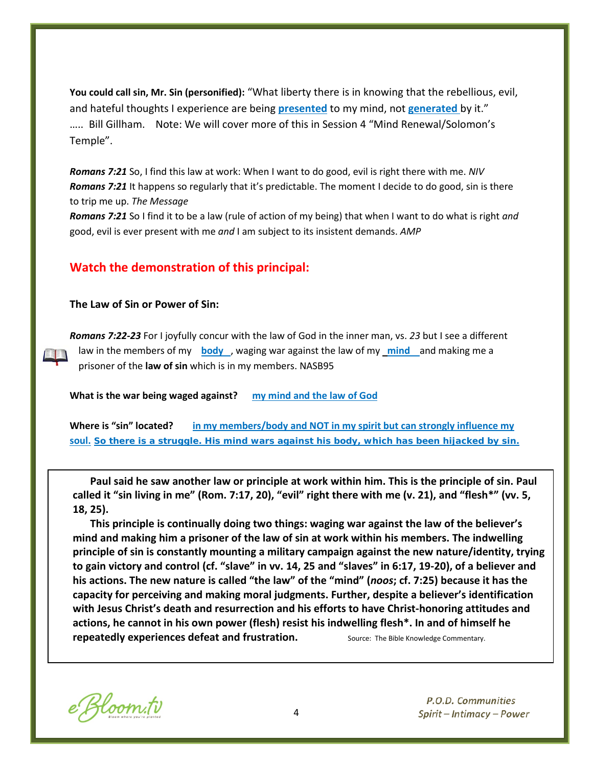**You could call sin, Mr. Sin (personified):** "What liberty there is in knowing that the rebellious, evil, and hateful thoughts I experience are being **presented** to my mind, not **generated** by it." ….. Bill Gillham. Note: We will cover more of this in Session 4 "Mind Renewal/Solomon's Temple".

***Romans 7:21*** So, I find this law at work: When I want to do good, evil is right there with me. *NIV*
***Romans 7:21*** It happens so regularly that it's predictable. The moment I decide to do good, sin is there to trip me up. *The Message*
***Romans 7:21*** So I find it to be a law (rule of action of my being) that when I want to do what is right *and* good, evil is ever present with me *and* I am subject to its insistent demands. *AMP*

## Watch the demonstration of this principal:

**The Law of Sin or Power of Sin:**

***Romans 7:22-23*** For I joyfully concur with the law of God in the inner man, vs. *23* but I see a different law in the members of my **body**, waging war against the law of my **mind** and making me a prisoner of the **law of sin** which is in my members. NASB95

**What is the war being waged against?** **my mind and the law of God**

**Where is "sin" located?** **in my members/body and NOT in my spirit but can strongly influence my soul. So there is a struggle. His mind wars against his body, which has been hijacked by sin.**

**Paul said he saw another law or principle at work within him. This is the principle of sin. Paul called it "sin living in me" (Rom. 7:17, 20), "evil" right there with me (v. 21), and "flesh*" (vv. 5, 18, 25).**

**This principle is continually doing two things: waging war against the law of the believer's mind and making him a prisoner of the law of sin at work within his members. The indwelling principle of sin is constantly mounting a military campaign against the new nature/identity, trying to gain victory and control (cf. "slave" in vv. 14, 25 and "slaves" in 6:17, 19-20), of a believer and his actions. The new nature is called "the law" of the "mind" (*noos*; cf. 7:25) because it has the capacity for perceiving and making moral judgments. Further, despite a believer's identification with Jesus Christ's death and resurrection and his efforts to have Christ-honoring attitudes and actions, he cannot in his own power (flesh) resist his indwelling flesh*. In and of himself he repeatedly experiences defeat and frustration.** Source: The Bible Knowledge Commentary.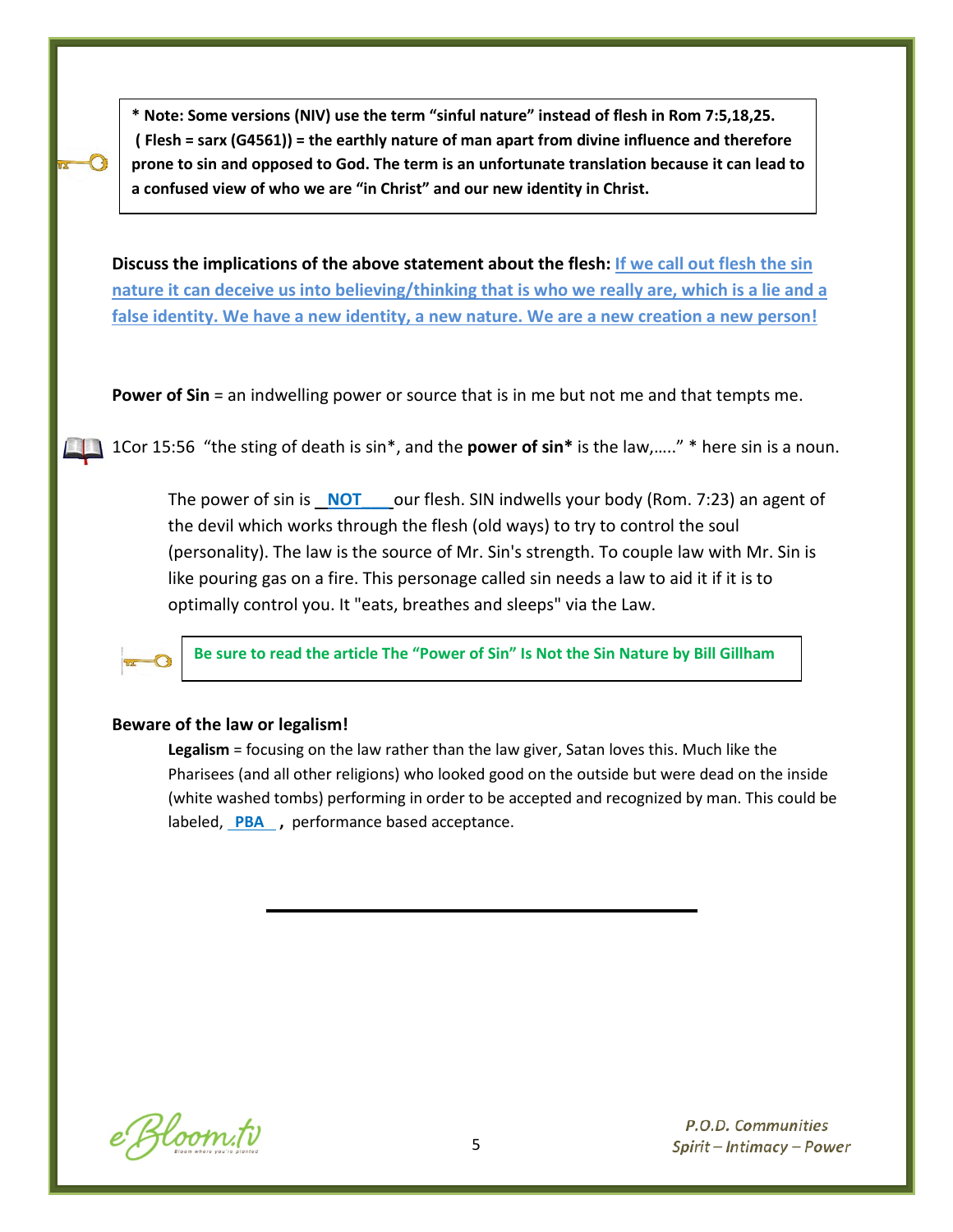**\* Note: Some versions (NIV) use the term "sinful nature" instead of flesh in Rom 7:5,18,25. ( Flesh = sarx (G4561)) = the earthly nature of man apart from divine influence and therefore prone to sin and opposed to God. The term is an unfortunate translation because it can lead to a confused view of who we are "in Christ" and our new identity in Christ.**

**Discuss the implications of the above statement about the flesh:** If we call out flesh the sin nature it can deceive us into believing/thinking that is who we really are, which is a lie and a false identity. We have a new identity, a new nature. We are a new creation a new person!

**Power of Sin** = an indwelling power or source that is in me but not me and that tempts me.

1Cor 15:56 "the sting of death is sin*, and the **power of sin*** is the law,….." * here sin is a noun.

The power of sin is **NOT** our flesh. SIN indwells your body (Rom. 7:23) an agent of the devil which works through the flesh (old ways) to try to control the soul (personality). The law is the source of Mr. Sin's strength. To couple law with Mr. Sin is like pouring gas on a fire. This personage called sin needs a law to aid it if it is to optimally control you. It "eats, breathes and sleeps" via the Law.

**Be sure to read the article The "Power of Sin" Is Not the Sin Nature by Bill Gillham**

**Beware of the law or legalism!**

**Legalism** = focusing on the law rather than the law giver, Satan loves this. Much like the Pharisees (and all other religions) who looked good on the outside but were dead on the inside (white washed tombs) performing in order to be accepted and recognized by man. This could be labeled, **PBA**, performance based acceptance.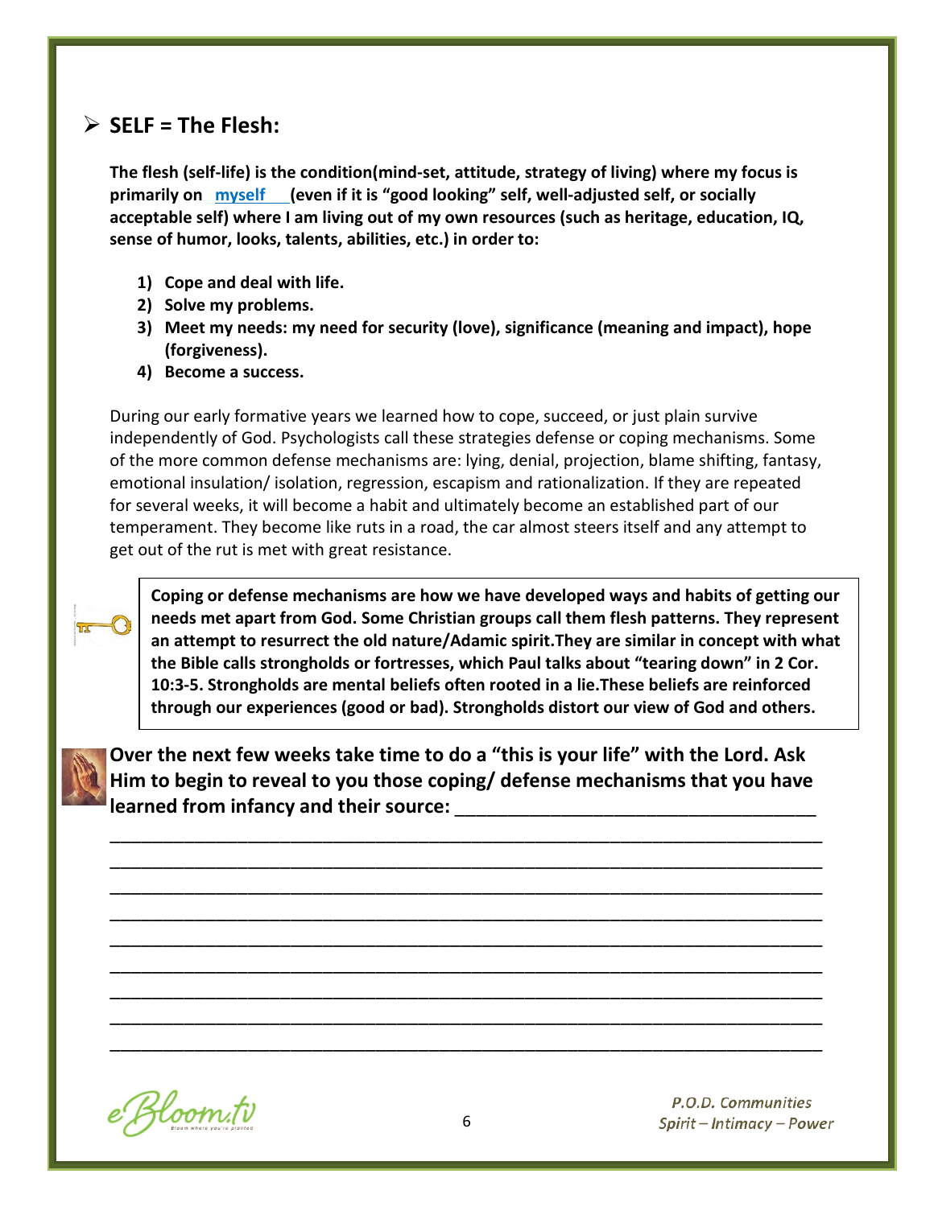## SELF = The Flesh:

**The flesh (self-life) is the condition(mind-set, attitude, strategy of living) where my focus is primarily on myself (even if it is "good looking" self, well-adjusted self, or socially acceptable self) where I am living out of my own resources (such as heritage, education, IQ, sense of humor, looks, talents, abilities, etc.) in order to:**

1) **Cope and deal with life.**
2) **Solve my problems.**
3) **Meet my needs: my need for security (love), significance (meaning and impact), hope (forgiveness).**
4) **Become a success.**

During our early formative years we learned how to cope, succeed, or just plain survive independently of God. Psychologists call these strategies defense or coping mechanisms. Some of the more common defense mechanisms are: lying, denial, projection, blame shifting, fantasy, emotional insulation/ isolation, regression, escapism and rationalization. If they are repeated for several weeks, it will become a habit and ultimately become an established part of our temperament. They become like ruts in a road, the car almost steers itself and any attempt to get out of the rut is met with great resistance.

> **Coping or defense mechanisms are how we have developed ways and habits of getting our needs met apart from God. Some Christian groups call them flesh patterns. They represent an attempt to resurrect the old nature/Adamic spirit.They are similar in concept with what the Bible calls strongholds or fortresses, which Paul talks about "tearing down" in 2 Cor. 10:3-5. Strongholds are mental beliefs often rooted in a lie.These beliefs are reinforced through our experiences (good or bad). Strongholds distort our view of God and others.**

**Over the next few weeks take time to do a "this is your life" with the Lord. Ask Him to begin to reveal to you those coping/ defense mechanisms that you have learned from infancy and their source:** ___________________________________

___________________________________________________________________________

___________________________________________________________________________

___________________________________________________________________________

___________________________________________________________________________

___________________________________________________________________________

___________________________________________________________________________

___________________________________________________________________________

___________________________________________________________________________

___________________________________________________________________________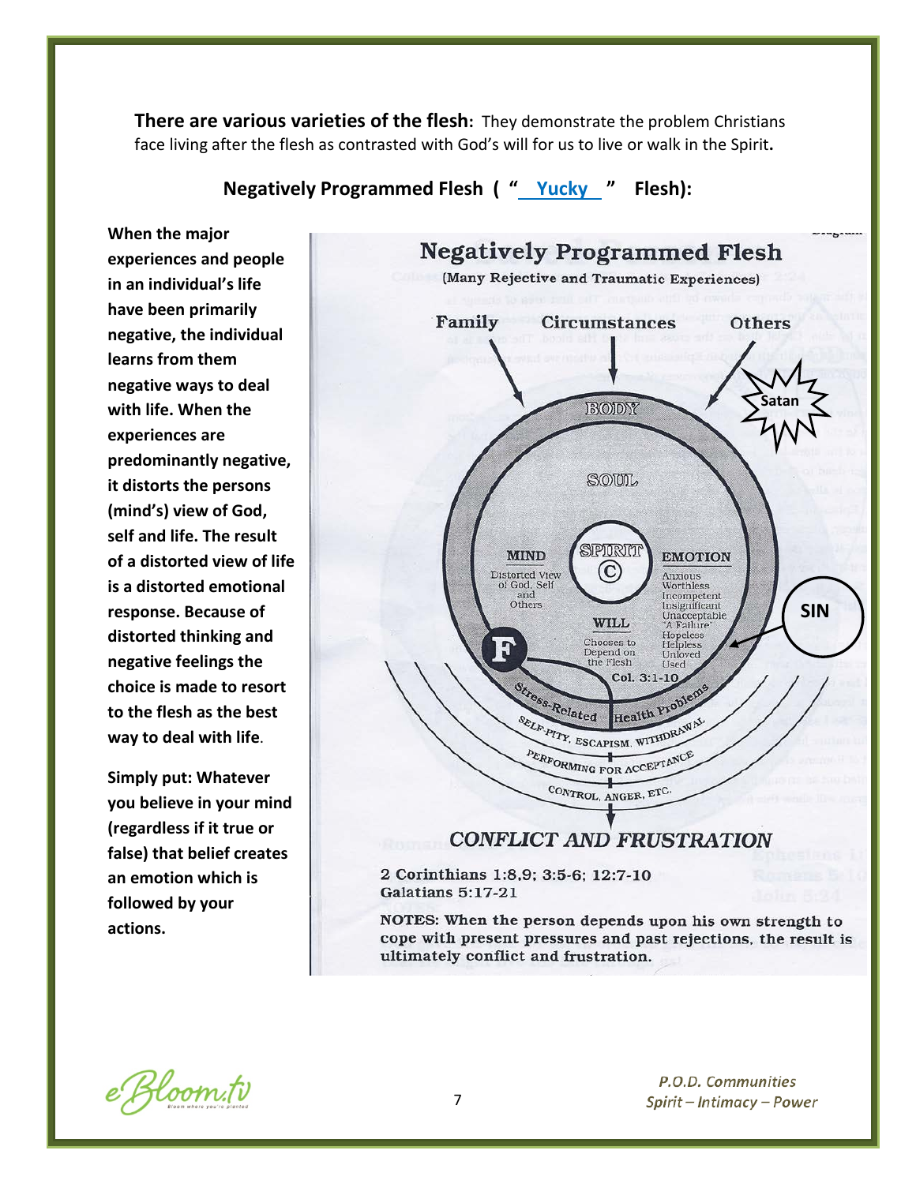**There are various varieties of the flesh:** They demonstrate the problem Christians face living after the flesh as contrasted with God's will for us to live or walk in the Spirit.

## Negatively Programmed Flesh ( "Yucky" Flesh):

**When the major experiences and people in an individual's life have been primarily negative, the individual learns from them negative ways to deal with life. When the experiences are predominantly negative, it distorts the persons (mind's) view of God, self and life. The result of a distorted view of life is a distorted emotional response. Because of distorted thinking and negative feelings the choice is made to resort to the flesh as the best way to deal with life.**

**Simply put: Whatever you believe in your mind (regardless if it true or false) that belief creates an emotion which is followed by your actions.**

### Negatively Programmed Flesh

(Many Rejective and Traumatic Experiences)

Family — Circumstances — Others — Satan

BODY

SOUL

SPIRIT — Ⓒ

MIND — Distorted View of God, Self and Others

EMOTION — Anxious, Worthless, Incompetent, Insignificant, Unacceptable, "A Failure", Hopeless, Helpless, Unloved, Used

WILL — Chooses to Depend on the Flesh

F

SIN

Col. 3:1-10

Stress-Related Health Problems

SELF-PITY, ESCAPISM, WITHDRAWAL

PERFORMING FOR ACCEPTANCE

CONTROL, ANGER, ETC.

*CONFLICT AND FRUSTRATION*

**2 Corinthians 1:8,9; 3:5-6; 12:7-10**
**Galatians 5:17-21**

**NOTES: When the person depends upon his own strength to cope with present pressures and past rejections, the result is ultimately conflict and frustration.**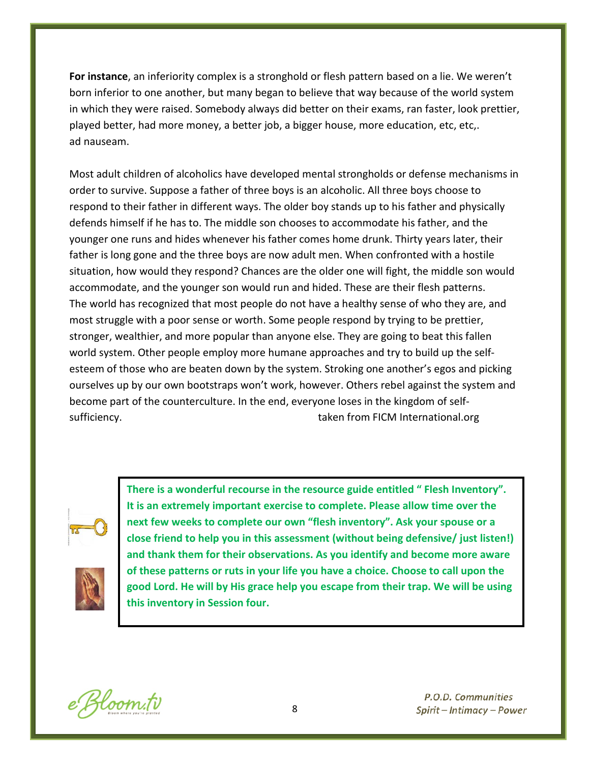**For instance**, an inferiority complex is a stronghold or flesh pattern based on a lie. We weren't born inferior to one another, but many began to believe that way because of the world system in which they were raised. Somebody always did better on their exams, ran faster, look prettier, played better, had more money, a better job, a bigger house, more education, etc, etc,. ad nauseam.

Most adult children of alcoholics have developed mental strongholds or defense mechanisms in order to survive. Suppose a father of three boys is an alcoholic. All three boys choose to respond to their father in different ways. The older boy stands up to his father and physically defends himself if he has to. The middle son chooses to accommodate his father, and the younger one runs and hides whenever his father comes home drunk. Thirty years later, their father is long gone and the three boys are now adult men. When confronted with a hostile situation, how would they respond? Chances are the older one will fight, the middle son would accommodate, and the younger son would run and hided. These are their flesh patterns. The world has recognized that most people do not have a healthy sense of who they are, and most struggle with a poor sense or worth. Some people respond by trying to be prettier, stronger, wealthier, and more popular than anyone else. They are going to beat this fallen world system. Other people employ more humane approaches and try to build up the self-esteem of those who are beaten down by the system. Stroking one another's egos and picking ourselves up by our own bootstraps won't work, however. Others rebel against the system and become part of the counterculture. In the end, everyone loses in the kingdom of self-sufficiency. taken from FICM International.org

**There is a wonderful recourse in the resource guide entitled " Flesh Inventory". It is an extremely important exercise to complete. Please allow time over the next few weeks to complete our own "flesh inventory". Ask your spouse or a close friend to help you in this assessment (without being defensive/ just listen!) and thank them for their observations. As you identify and become more aware of these patterns or ruts in your life you have a choice. Choose to call upon the good Lord. He will by His grace help you escape from their trap. We will be using this inventory in Session four.**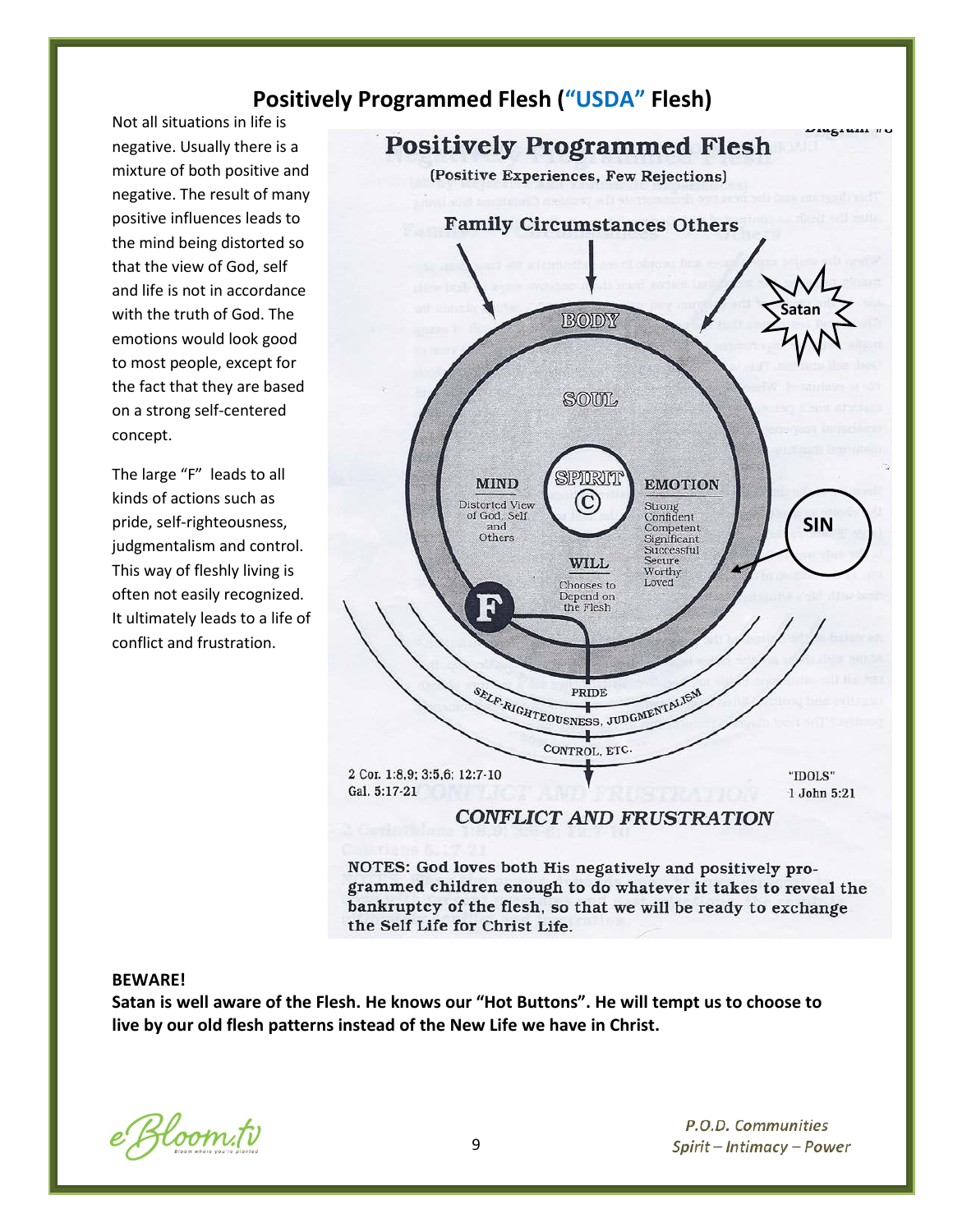## Positively Programmed Flesh ("USDA" Flesh)

Not all situations in life is negative. Usually there is a mixture of both positive and negative. The result of many positive influences leads to the mind being distorted so that the view of God, self and life is not in accordance with the truth of God. The emotions would look good to most people, except for the fact that they are based on a strong self-centered concept.

The large "F" leads to all kinds of actions such as pride, self-righteousness, judgmentalism and control. This way of fleshly living is often not easily recognized. It ultimately leads to a life of conflict and frustration.

**Positively Programmed Flesh**

(Positive Experiences, Few Rejections)

Family Circumstances Others

Satan

BODY

SOUL

SPIRIT ©

MIND
Distorted View of God, Self and Others

EMOTION
Strong
Confident
Competent
Significant
Successful
Secure
Worthy
Loved

SIN

WILL
Chooses to Depend on the Flesh

F

PRIDE

SELF-RIGHTEOUSNESS, JUDGMENTALISM

CONTROL, ETC.

2 Cor. 1:8,9; 3:5,6; 12:7-10
Gal. 5:17-21

"IDOLS"
1 John 5:21

*CONFLICT AND FRUSTRATION*

NOTES: God loves both His negatively and positively programmed children enough to do whatever it takes to reveal the bankruptcy of the flesh, so that we will be ready to exchange the Self Life for Christ Life.

**BEWARE!**

**Satan is well aware of the Flesh. He knows our "Hot Buttons". He will tempt us to choose to live by our old flesh patterns instead of the New Life we have in Christ.**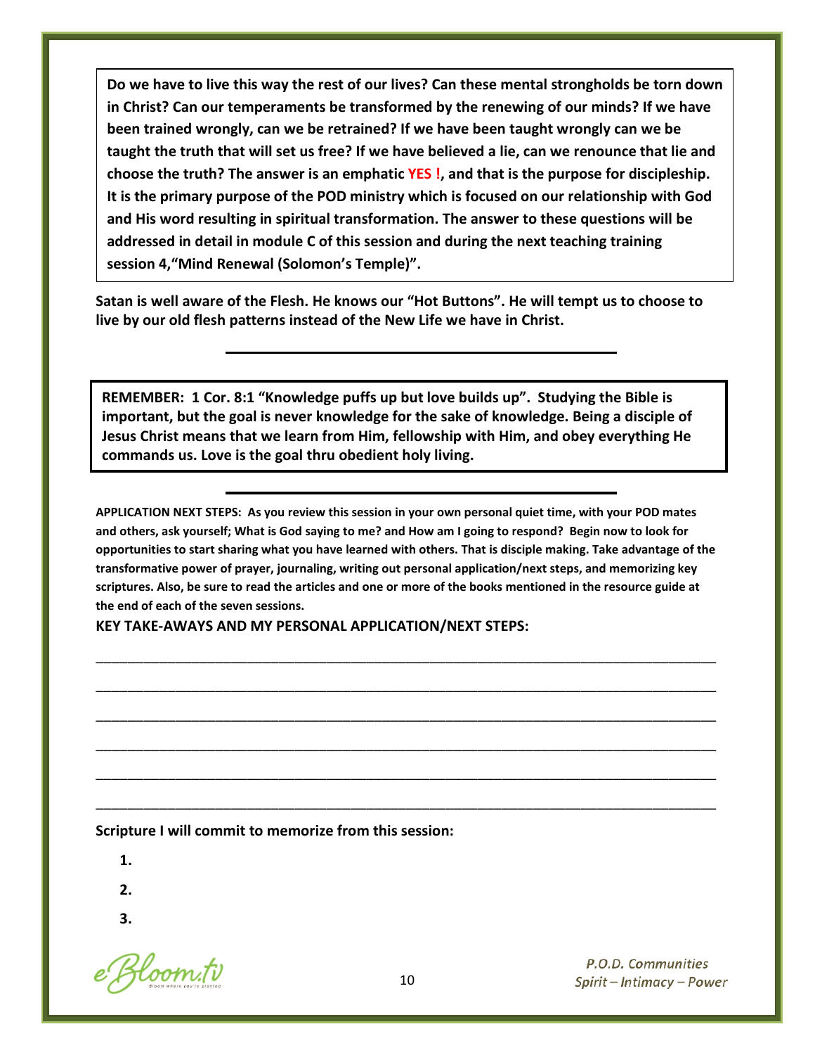**Do we have to live this way the rest of our lives? Can these mental strongholds be torn down in Christ? Can our temperaments be transformed by the renewing of our minds? If we have been trained wrongly, can we be retrained? If we have been taught wrongly can we be taught the truth that will set us free? If we have believed a lie, can we renounce that lie and choose the truth? The answer is an emphatic YES !, and that is the purpose for discipleship. It is the primary purpose of the POD ministry which is focused on our relationship with God and His word resulting in spiritual transformation. The answer to these questions will be addressed in detail in module C of this session and during the next teaching training session 4,"Mind Renewal (Solomon's Temple)".**

**Satan is well aware of the Flesh. He knows our "Hot Buttons". He will tempt us to choose to live by our old flesh patterns instead of the New Life we have in Christ.**

---

**REMEMBER: 1 Cor. 8:1 "Knowledge puffs up but love builds up". Studying the Bible is important, but the goal is never knowledge for the sake of knowledge. Being a disciple of Jesus Christ means that we learn from Him, fellowship with Him, and obey everything He commands us. Love is the goal thru obedient holy living.**

---

**APPLICATION NEXT STEPS: As you review this session in your own personal quiet time, with your POD mates and others, ask yourself; What is God saying to me? and How am I going to respond? Begin now to look for opportunities to start sharing what you have learned with others. That is disciple making. Take advantage of the transformative power of prayer, journaling, writing out personal application/next steps, and memorizing key scriptures. Also, be sure to read the articles and one or more of the books mentioned in the resource guide at the end of each of the seven sessions.**

**KEY TAKE-AWAYS AND MY PERSONAL APPLICATION/NEXT STEPS:**

______________________________________________________________________________

______________________________________________________________________________

______________________________________________________________________________

______________________________________________________________________________

______________________________________________________________________________

______________________________________________________________________________

**Scripture I will commit to memorize from this session:**

**1.**

**2.**

**3.**

eBloom.tv
Bloom where you're planted

P.O.D. Communities
Spirit – Intimacy – Power